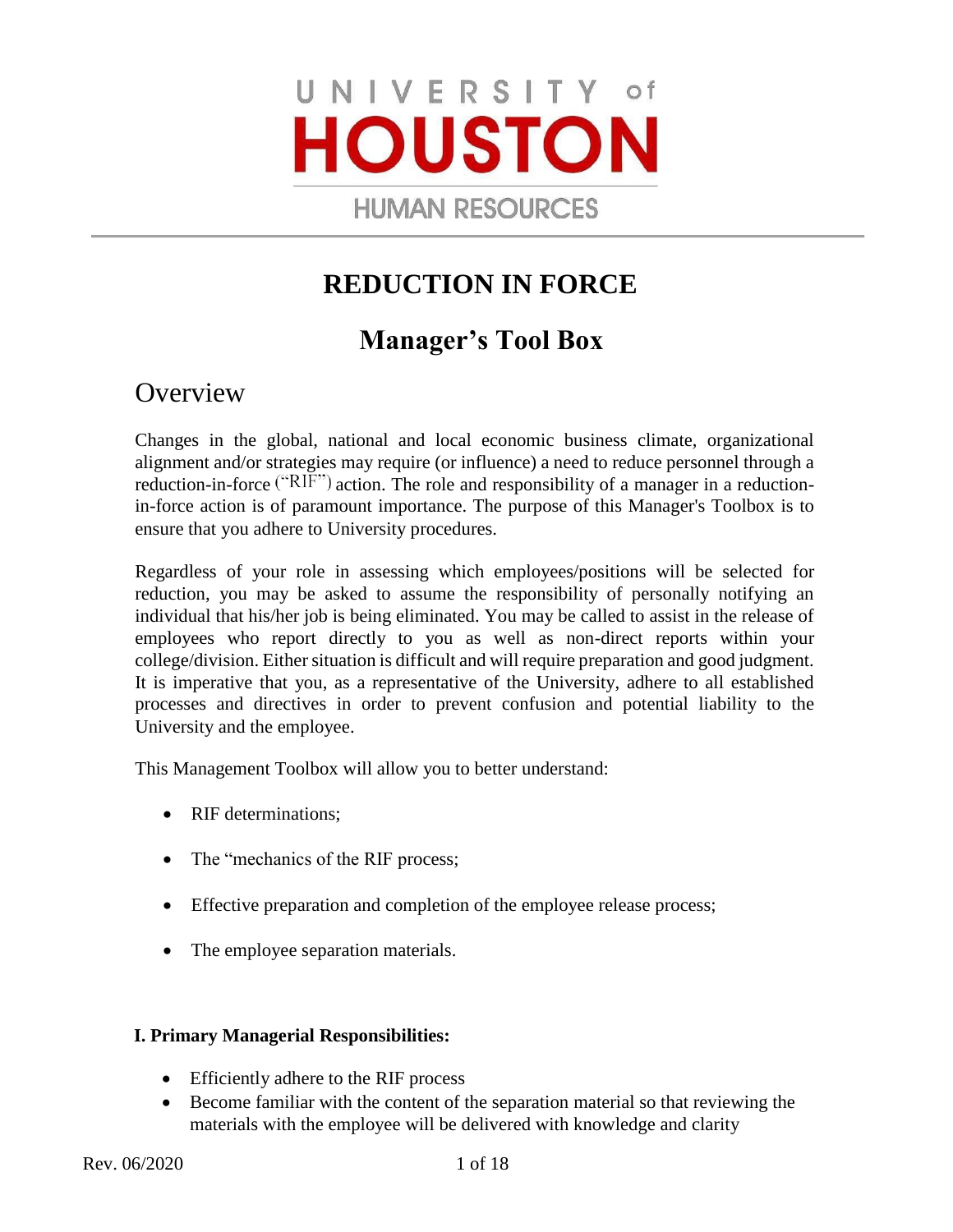UNIVERSITY of HOUSTON

HUMAN RESOURCES

# REDUCTION IN FORCE

## Manager's Tool Box

## Overview

Changes in the global, national and local economic business climate, organizational alignment and/or strategies may require (or influence) a need to reduce personnel through a reduction-in-force ("RIF") action. The role and responsibility of a manager in a reduction-in-force action is of paramount importance. The purpose of this Manager's Toolbox is to ensure that you adhere to University procedures.

Regardless of your role in assessing which employees/positions will be selected for reduction, you may be asked to assume the responsibility of personally notifying an individual that his/her job is being eliminated. You may be called to assist in the release of employees who report directly to you as well as non-direct reports within your college/division. Either situation is difficult and will require preparation and good judgment. It is imperative that you, as a representative of the University, adhere to all established processes and directives in order to prevent confusion and potential liability to the University and the employee.

This Management Toolbox will allow you to better understand:

- RIF determinations;
- The "mechanics of the RIF process;
- Effective preparation and completion of the employee release process;
- The employee separation materials.

**I. Primary Managerial Responsibilities:**

- Efficiently adhere to the RIF process
- Become familiar with the content of the separation material so that reviewing the materials with the employee will be delivered with knowledge and clarity

Rev. 06/2020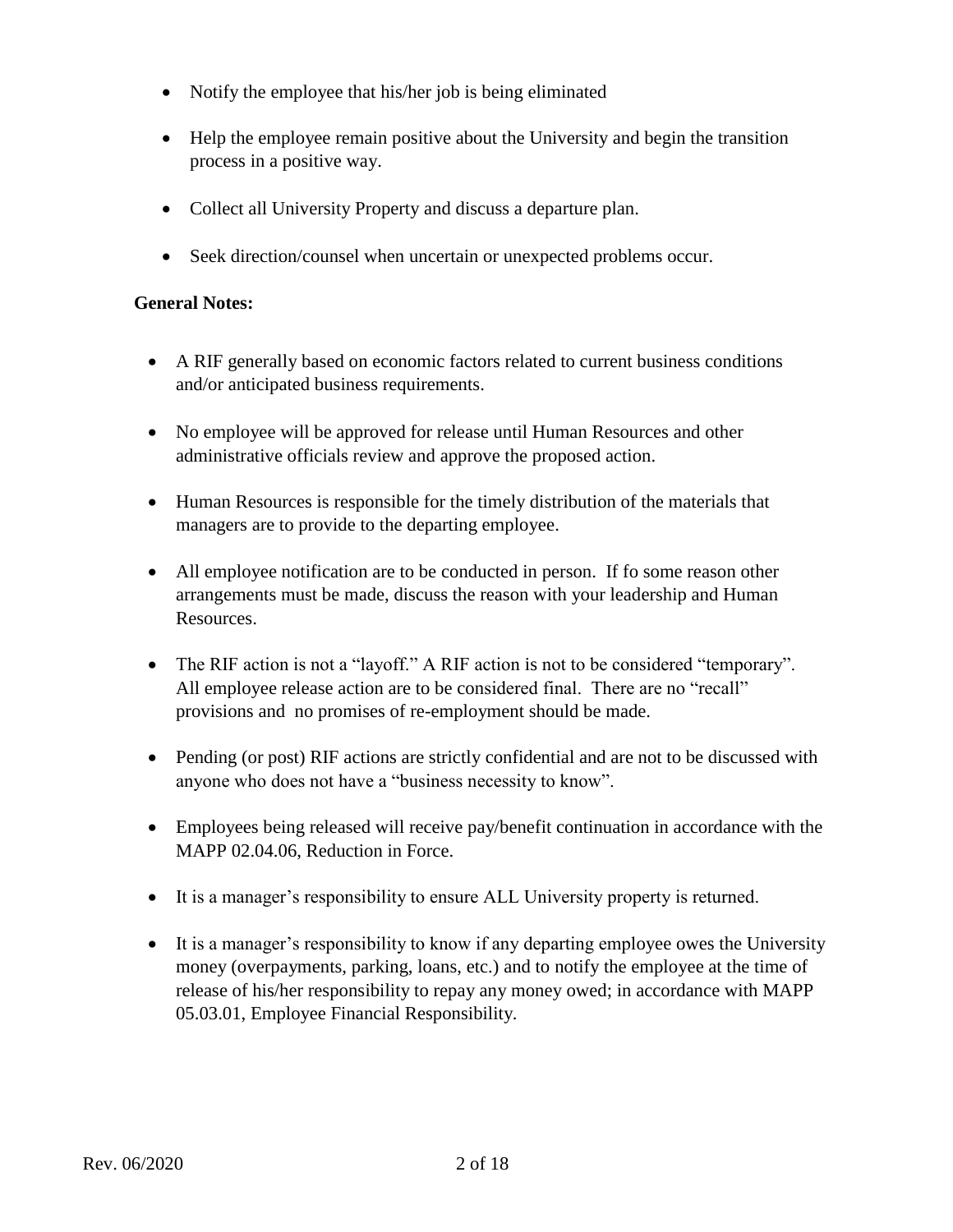- Notify the employee that his/her job is being eliminated

- Help the employee remain positive about the University and begin the transition process in a positive way.

- Collect all University Property and discuss a departure plan.

- Seek direction/counsel when uncertain or unexpected problems occur.

**General Notes:**

- A RIF generally based on economic factors related to current business conditions and/or anticipated business requirements.

- No employee will be approved for release until Human Resources and other administrative officials review and approve the proposed action.

- Human Resources is responsible for the timely distribution of the materials that managers are to provide to the departing employee.

- All employee notification are to be conducted in person. If fo some reason other arrangements must be made, discuss the reason with your leadership and Human Resources.

- The RIF action is not a "layoff." A RIF action is not to be considered "temporary". All employee release action are to be considered final. There are no "recall" provisions and no promises of re-employment should be made.

- Pending (or post) RIF actions are strictly confidential and are not to be discussed with anyone who does not have a "business necessity to know".

- Employees being released will receive pay/benefit continuation in accordance with the MAPP 02.04.06, Reduction in Force.

- It is a manager's responsibility to ensure ALL University property is returned.

- It is a manager's responsibility to know if any departing employee owes the University money (overpayments, parking, loans, etc.) and to notify the employee at the time of release of his/her responsibility to repay any money owed; in accordance with MAPP 05.03.01, Employee Financial Responsibility.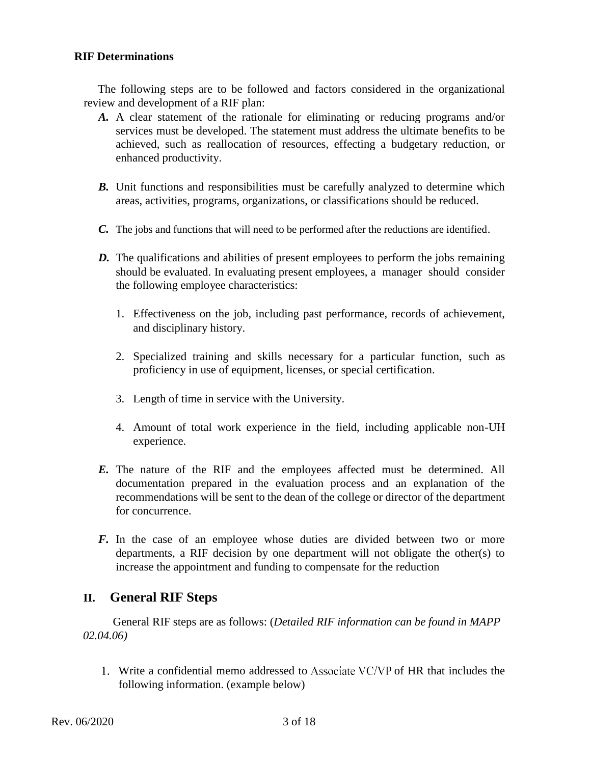**RIF Determinations**

The following steps are to be followed and factors considered in the organizational review and development of a RIF plan:

***A.*** A clear statement of the rationale for eliminating or reducing programs and/or services must be developed. The statement must address the ultimate benefits to be achieved, such as reallocation of resources, effecting a budgetary reduction, or enhanced productivity.

***B.*** Unit functions and responsibilities must be carefully analyzed to determine which areas, activities, programs, organizations, or classifications should be reduced.

***C.*** The jobs and functions that will need to be performed after the reductions are identified.

***D.*** The qualifications and abilities of present employees to perform the jobs remaining should be evaluated. In evaluating present employees, a manager should consider the following employee characteristics:

1. Effectiveness on the job, including past performance, records of achievement, and disciplinary history.

2. Specialized training and skills necessary for a particular function, such as proficiency in use of equipment, licenses, or special certification.

3. Length of time in service with the University.

4. Amount of total work experience in the field, including applicable non-UH experience.

***E.*** The nature of the RIF and the employees affected must be determined. All documentation prepared in the evaluation process and an explanation of the recommendations will be sent to the dean of the college or director of the department for concurrence.

***F.*** In the case of an employee whose duties are divided between two or more departments, a RIF decision by one department will not obligate the other(s) to increase the appointment and funding to compensate for the reduction

## II. General RIF Steps

General RIF steps are as follows: (*Detailed RIF information can be found in MAPP 02.04.06)*

1. Write a confidential memo addressed to Associate VC/VP of HR that includes the following information. (example below)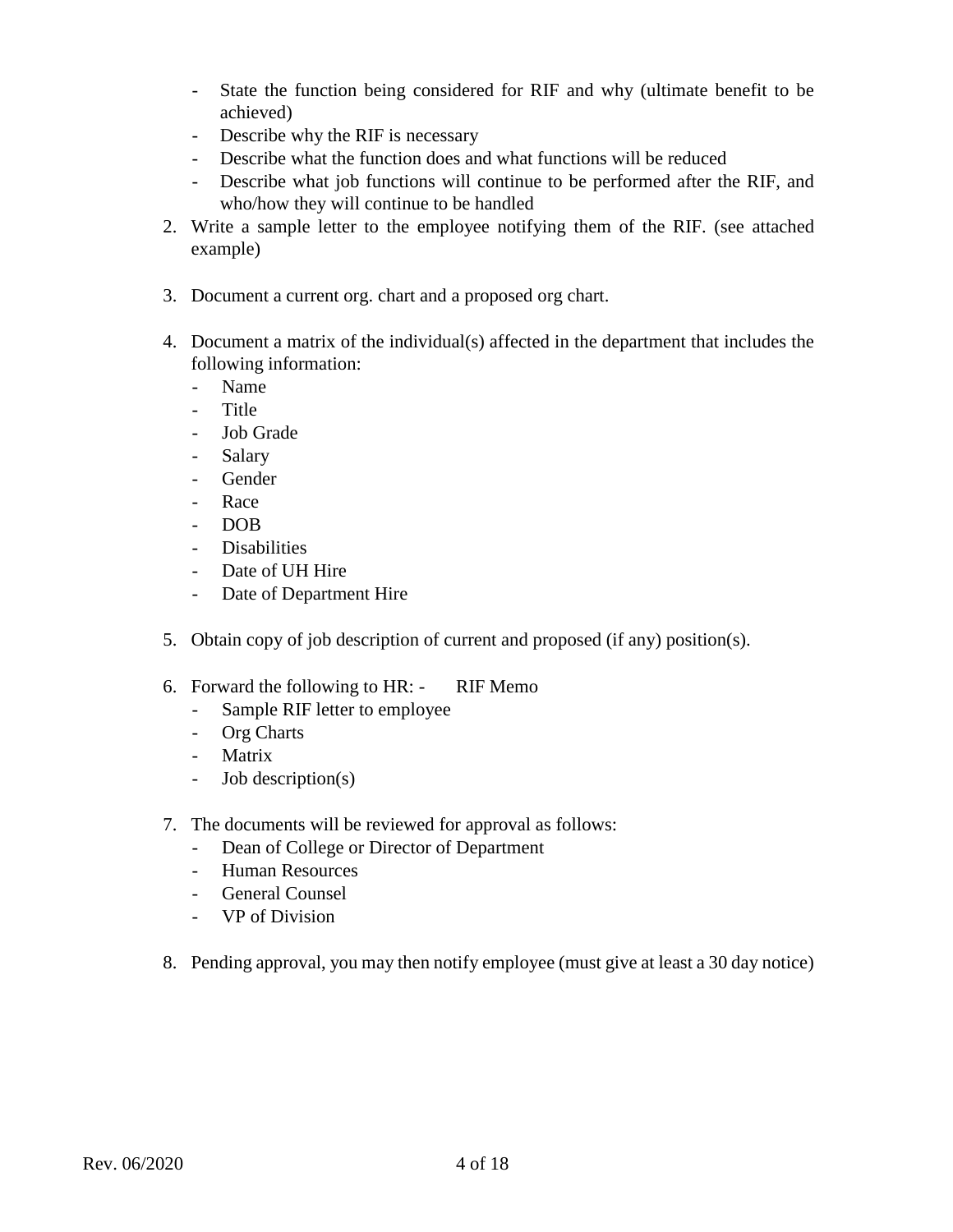- State the function being considered for RIF and why (ultimate benefit to be achieved)
- Describe why the RIF is necessary
- Describe what the function does and what functions will be reduced
- Describe what job functions will continue to be performed after the RIF, and who/how they will continue to be handled

2. Write a sample letter to the employee notifying them of the RIF. (see attached example)

3. Document a current org. chart and a proposed org chart.

4. Document a matrix of the individual(s) affected in the department that includes the following information:
   - Name
   - Title
   - Job Grade
   - Salary
   - Gender
   - Race
   - DOB
   - Disabilities
   - Date of UH Hire
   - Date of Department Hire

5. Obtain copy of job description of current and proposed (if any) position(s).

6. Forward the following to HR:
   - RIF Memo
   - Sample RIF letter to employee
   - Org Charts
   - Matrix
   - Job description(s)

7. The documents will be reviewed for approval as follows:
   - Dean of College or Director of Department
   - Human Resources
   - General Counsel
   - VP of Division

8. Pending approval, you may then notify employee (must give at least a 30 day notice)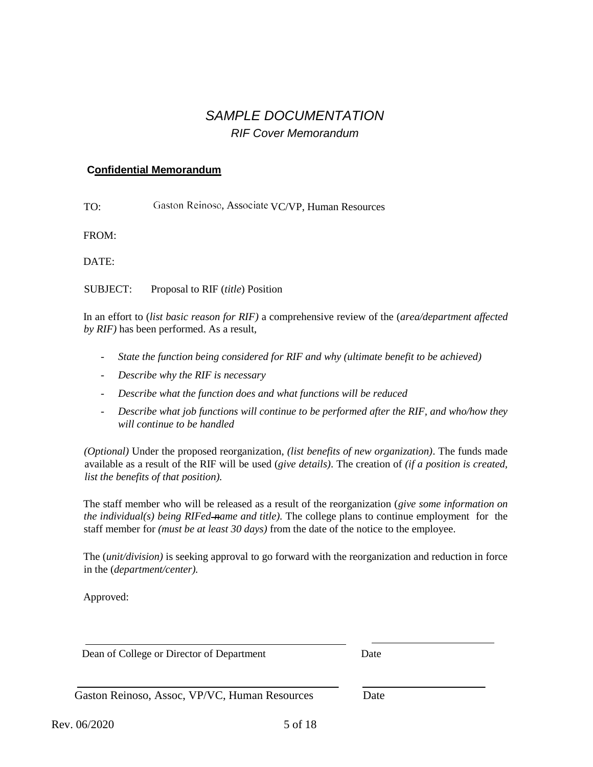# *SAMPLE DOCUMENTATION*

## *RIF Cover Memorandum*

**Confidential Memorandum**

TO: Gaston Reinoso, Associate VC/VP, Human Resources

FROM:

DATE:

SUBJECT: Proposal to RIF (*title*) Position

In an effort to (*list basic reason for RIF)* a comprehensive review of the (*area/department affected by RIF)* has been performed. As a result,

- *State the function being considered for RIF and why (ultimate benefit to be achieved)*
- *Describe why the RIF is necessary*
- *Describe what the function does and what functions will be reduced*
- *Describe what job functions will continue to be performed after the RIF, and who/how they will continue to be handled*

*(Optional)* Under the proposed reorganization, *(list benefits of new organization)*. The funds made available as a result of the RIF will be used (*give details)*. The creation of *(if a position is created, list the benefits of that position).*

The staff member who will be released as a result of the reorganization (*give some information on the individual(s) being RIFed name and title).* The college plans to continue employment for the staff member for *(must be at least 30 days)* from the date of the notice to the employee.

The (*unit/division)* is seeking approval to go forward with the reorganization and reduction in force in the (*department/center).*

Approved:

\_\_\_\_\_\_\_\_\_\_\_\_\_\_\_\_\_\_\_\_\_\_\_\_\_\_\_\_\_\_\_\_\_\_\_\_\_\_\_\_ \_\_\_\_\_\_\_\_\_\_\_\_\_\_\_\_\_\_\_\_

Dean of College or Director of Department Date

\_\_\_\_\_\_\_\_\_\_\_\_\_\_\_\_\_\_\_\_\_\_\_\_\_\_\_\_\_\_\_\_\_\_\_\_\_\_\_\_ \_\_\_\_\_\_\_\_\_\_\_\_\_\_\_\_\_\_\_\_

Gaston Reinoso, Assoc, VP/VC, Human Resources Date

Rev. 06/2020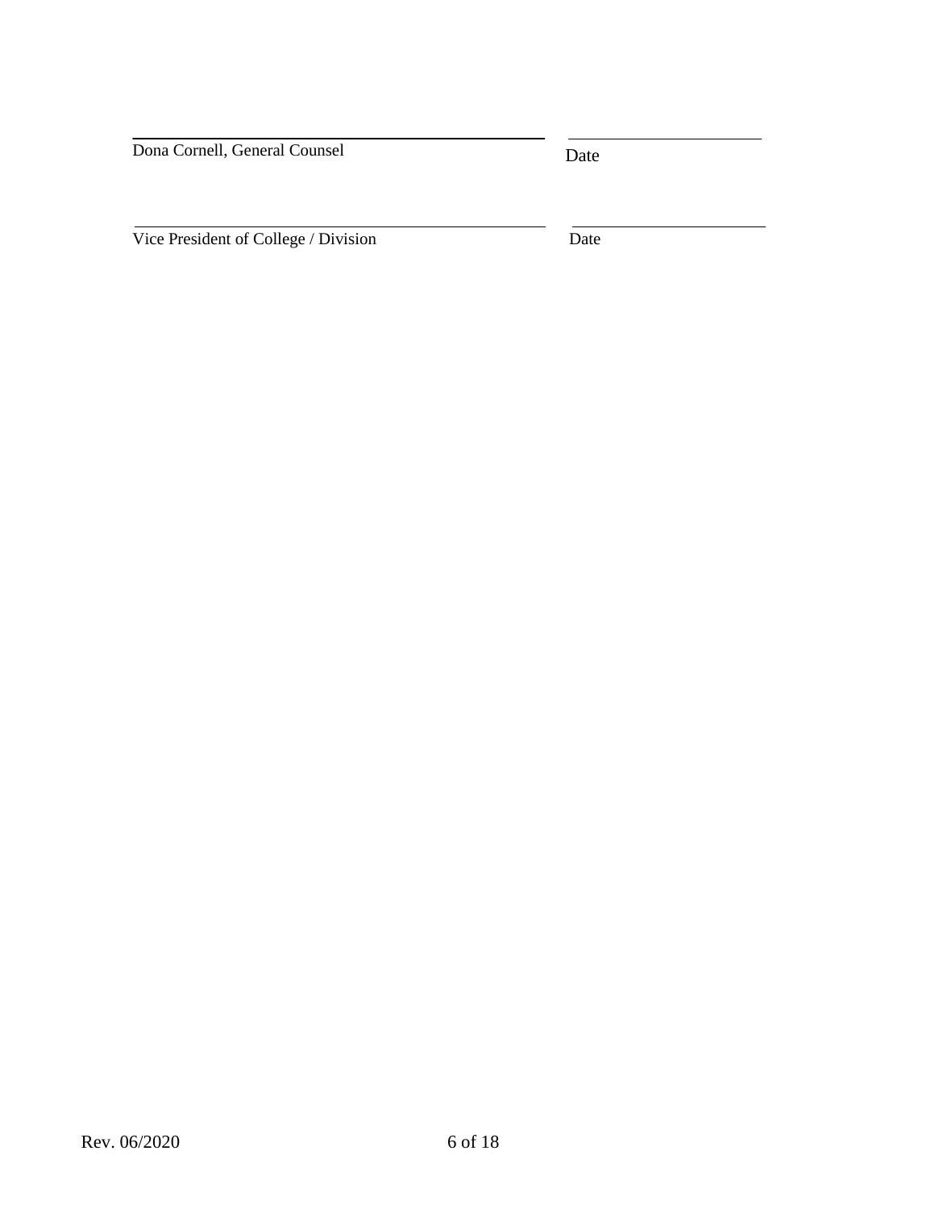\_\_\_\_\_\_\_\_\_\_\_\_\_\_\_\_\_\_\_\_\_\_\_\_\_\_\_\_\_\_\_\_\_\_\_\_\_\_\_\_\_\_ \_\_\_\_\_\_\_\_\_\_\_\_\_\_\_\_\_\_\_\_
Dona Cornell, General Counsel Date

\_\_\_\_\_\_\_\_\_\_\_\_\_\_\_\_\_\_\_\_\_\_\_\_\_\_\_\_\_\_\_\_\_\_\_\_\_\_\_\_\_\_ \_\_\_\_\_\_\_\_\_\_\_\_\_\_\_\_\_\_\_\_
Vice President of College / Division Date

Rev. 06/2020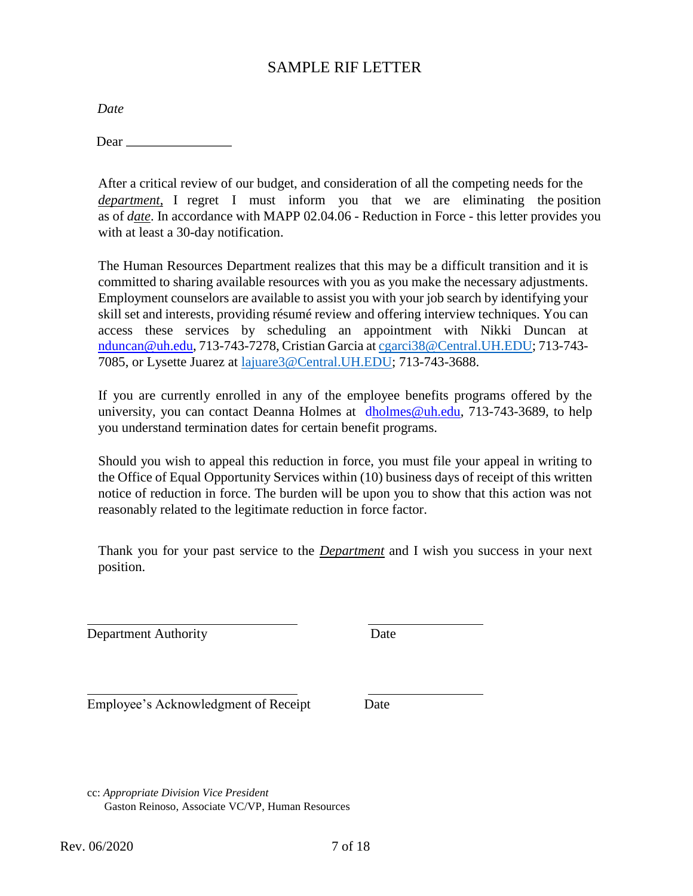# SAMPLE RIF LETTER

*Date*

Dear ________________

After a critical review of our budget, and consideration of all the competing needs for the ***department***, I regret I must inform you that we are eliminating the position as of ***date***. In accordance with MAPP 02.04.06 - Reduction in Force - this letter provides you with at least a 30-day notification.

The Human Resources Department realizes that this may be a difficult transition and it is committed to sharing available resources with you as you make the necessary adjustments. Employment counselors are available to assist you with your job search by identifying your skill set and interests, providing résumé review and offering interview techniques. You can access these services by scheduling an appointment with Nikki Duncan at nduncan@uh.edu, 713-743-7278, Cristian Garcia at cgarci38@Central.UH.EDU; 713-743-7085, or Lysette Juarez at lajuare3@Central.UH.EDU; 713-743-3688.

If you are currently enrolled in any of the employee benefits programs offered by the university, you can contact Deanna Holmes at dholmes@uh.edu, 713-743-3689, to help you understand termination dates for certain benefit programs.

Should you wish to appeal this reduction in force, you must file your appeal in writing to the Office of Equal Opportunity Services within (10) business days of receipt of this written notice of reduction in force. The burden will be upon you to show that this action was not reasonably related to the legitimate reduction in force factor.

Thank you for your past service to the ***Department*** and I wish you success in your next position.

______________________________ ________________

Department Authority Date

______________________________ ________________

Employee's Acknowledgment of Receipt Date

cc: *Appropriate Division Vice President*
Gaston Reinoso, Associate VC/VP, Human Resources

Rev. 06/2020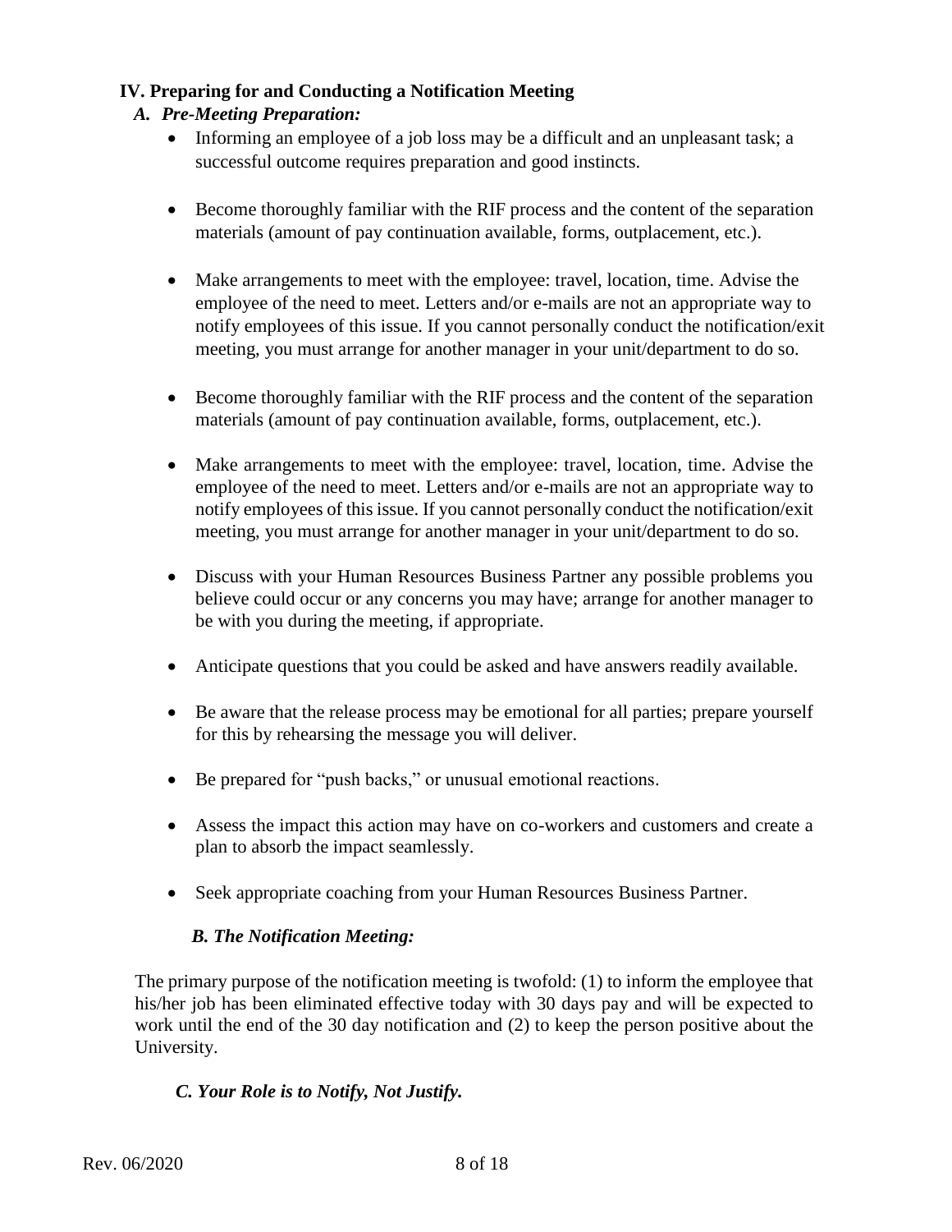## IV. Preparing for and Conducting a Notification Meeting

### *A. Pre-Meeting Preparation:*

- Informing an employee of a job loss may be a difficult and an unpleasant task; a successful outcome requires preparation and good instincts.

- Become thoroughly familiar with the RIF process and the content of the separation materials (amount of pay continuation available, forms, outplacement, etc.).

- Make arrangements to meet with the employee: travel, location, time. Advise the employee of the need to meet. Letters and/or e-mails are not an appropriate way to notify employees of this issue. If you cannot personally conduct the notification/exit meeting, you must arrange for another manager in your unit/department to do so.

- Become thoroughly familiar with the RIF process and the content of the separation materials (amount of pay continuation available, forms, outplacement, etc.).

- Make arrangements to meet with the employee: travel, location, time. Advise the employee of the need to meet. Letters and/or e-mails are not an appropriate way to notify employees of this issue. If you cannot personally conduct the notification/exit meeting, you must arrange for another manager in your unit/department to do so.

- Discuss with your Human Resources Business Partner any possible problems you believe could occur or any concerns you may have; arrange for another manager to be with you during the meeting, if appropriate.

- Anticipate questions that you could be asked and have answers readily available.

- Be aware that the release process may be emotional for all parties; prepare yourself for this by rehearsing the message you will deliver.

- Be prepared for "push backs," or unusual emotional reactions.

- Assess the impact this action may have on co-workers and customers and create a plan to absorb the impact seamlessly.

- Seek appropriate coaching from your Human Resources Business Partner.

### *B. The Notification Meeting:*

The primary purpose of the notification meeting is twofold: (1) to inform the employee that his/her job has been eliminated effective today with 30 days pay and will be expected to work until the end of the 30 day notification and (2) to keep the person positive about the University.

### *C. Your Role is to Notify, Not Justify.*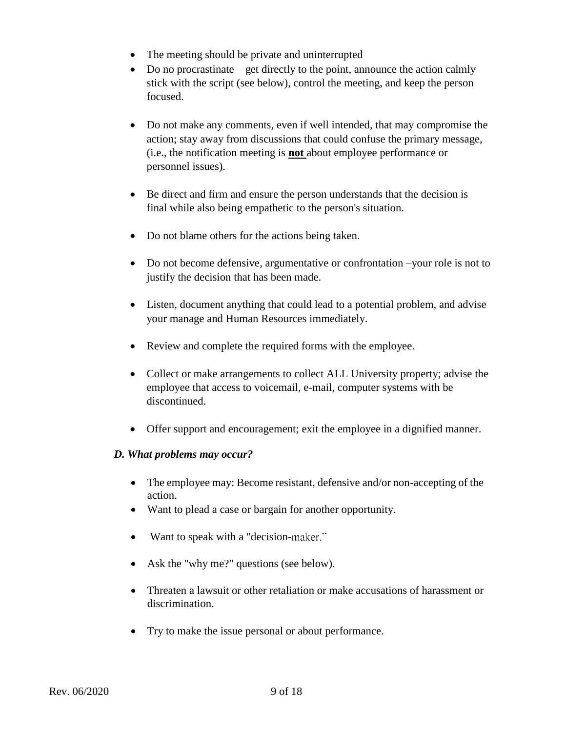- The meeting should be private and uninterrupted
- Do no procrastinate – get directly to the point, announce the action calmly stick with the script (see below), control the meeting, and keep the person focused.
- Do not make any comments, even if well intended, that may compromise the action; stay away from discussions that could confuse the primary message, (i.e., the notification meeting is **not** about employee performance or personnel issues).
- Be direct and firm and ensure the person understands that the decision is final while also being empathetic to the person's situation.
- Do not blame others for the actions being taken.
- Do not become defensive, argumentative or confrontation –your role is not to justify the decision that has been made.
- Listen, document anything that could lead to a potential problem, and advise your manage and Human Resources immediately.
- Review and complete the required forms with the employee.
- Collect or make arrangements to collect ALL University property; advise the employee that access to voicemail, e-mail, computer systems with be discontinued.
- Offer support and encouragement; exit the employee in a dignified manner.

### *D. What problems may occur?*

- The employee may: Become resistant, defensive and/or non-accepting of the action.
- Want to plead a case or bargain for another opportunity.
- Want to speak with a "decision-maker."
- Ask the "why me?" questions (see below).
- Threaten a lawsuit or other retaliation or make accusations of harassment or discrimination.
- Try to make the issue personal or about performance.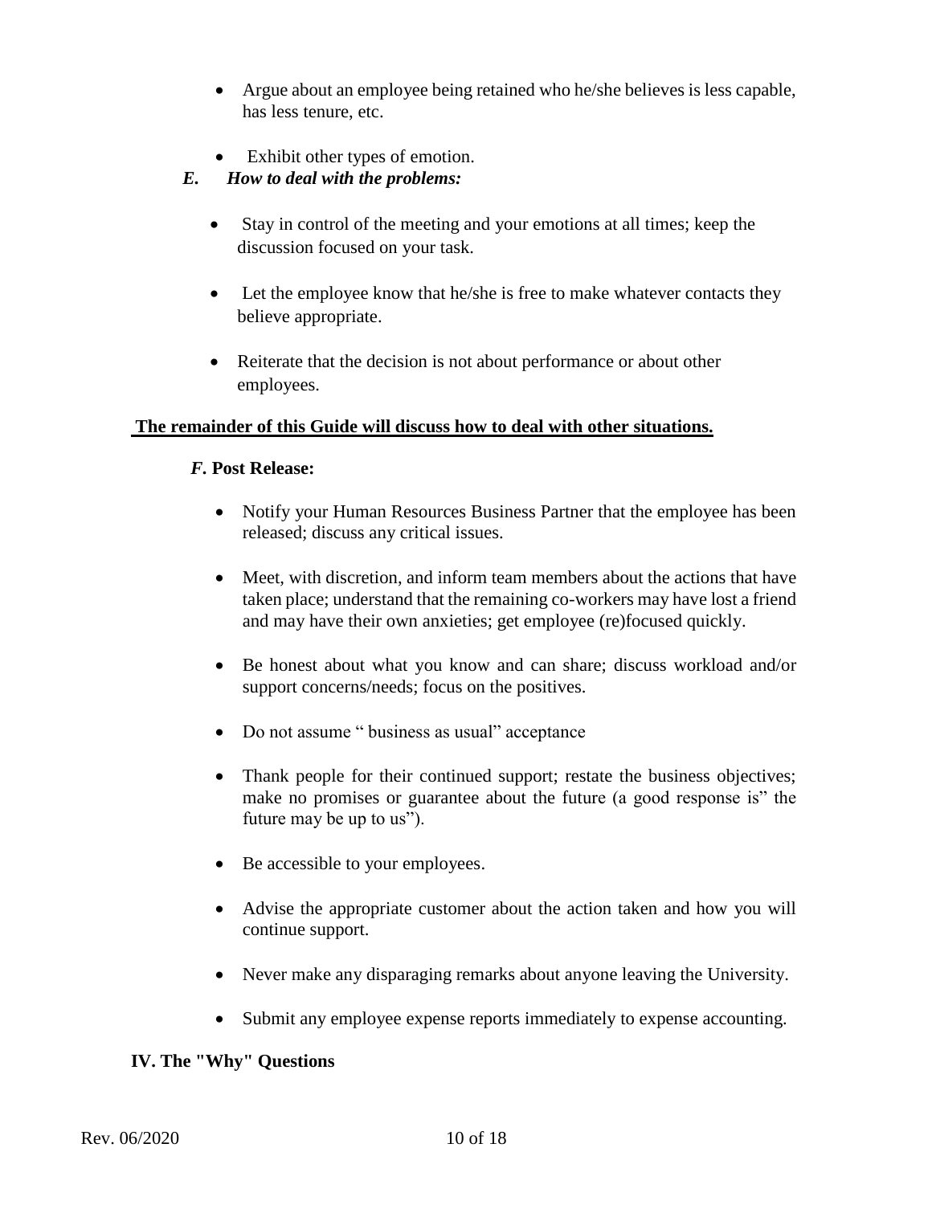- Argue about an employee being retained who he/she believes is less capable, has less tenure, etc.
- Exhibit other types of emotion.

### *E. How to deal with the problems:*

- Stay in control of the meeting and your emotions at all times; keep the discussion focused on your task.
- Let the employee know that he/she is free to make whatever contacts they believe appropriate.
- Reiterate that the decision is not about performance or about other employees.

**The remainder of this Guide will discuss how to deal with other situations.**

### *F.* **Post Release:**

- Notify your Human Resources Business Partner that the employee has been released; discuss any critical issues.
- Meet, with discretion, and inform team members about the actions that have taken place; understand that the remaining co-workers may have lost a friend and may have their own anxieties; get employee (re)focused quickly.
- Be honest about what you know and can share; discuss workload and/or support concerns/needs; focus on the positives.
- Do not assume " business as usual" acceptance
- Thank people for their continued support; restate the business objectives; make no promises or guarantee about the future (a good response is" the future may be up to us").
- Be accessible to your employees.
- Advise the appropriate customer about the action taken and how you will continue support.
- Never make any disparaging remarks about anyone leaving the University.
- Submit any employee expense reports immediately to expense accounting.

## IV. The "Why" Questions

Rev. 06/2020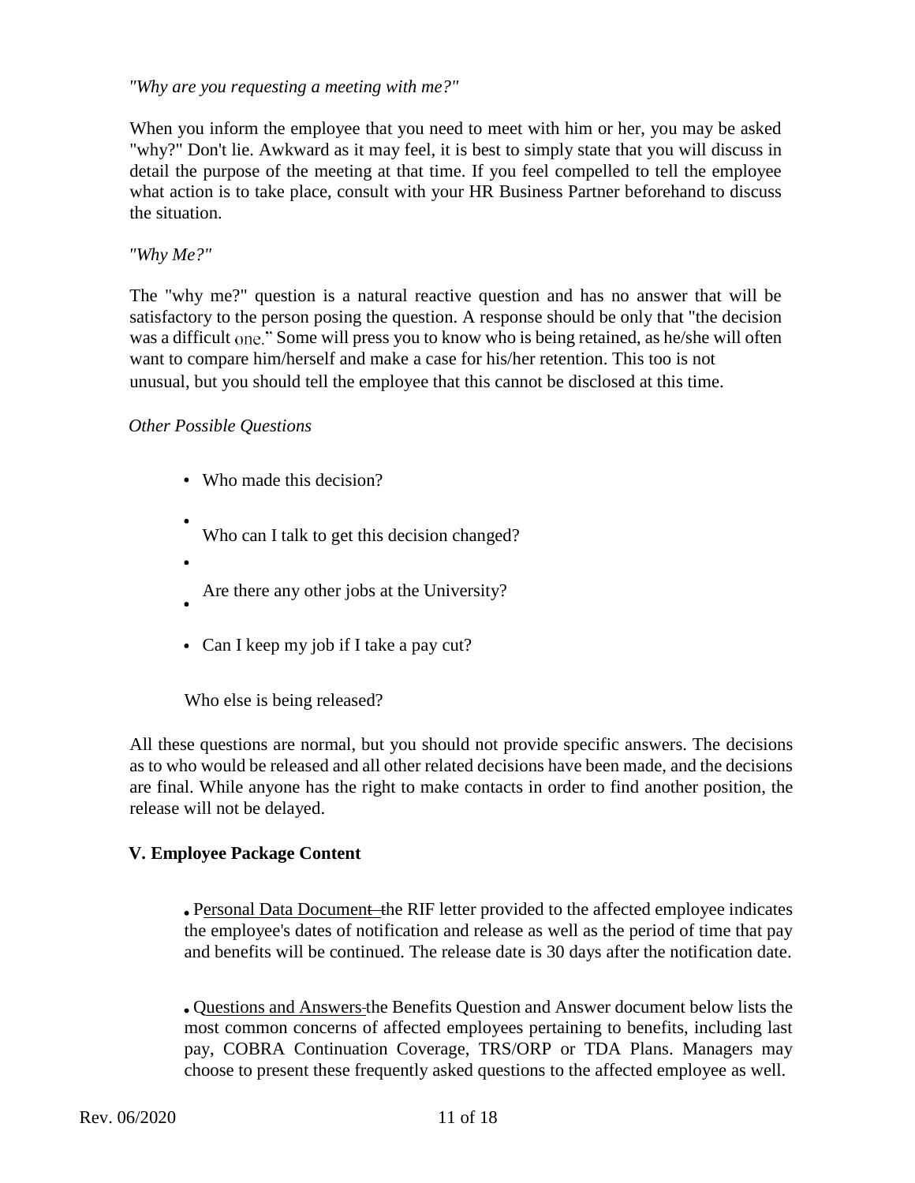*"Why are you requesting a meeting with me?"*

When you inform the employee that you need to meet with him or her, you may be asked "why?" Don't lie. Awkward as it may feel, it is best to simply state that you will discuss in detail the purpose of the meeting at that time. If you feel compelled to tell the employee what action is to take place, consult with your HR Business Partner beforehand to discuss the situation.

*"Why Me?"*

The "why me?" question is a natural reactive question and has no answer that will be satisfactory to the person posing the question. A response should be only that "the decision was a difficult one." Some will press you to know who is being retained, as he/she will often want to compare him/herself and make a case for his/her retention. This too is not unusual, but you should tell the employee that this cannot be disclosed at this time.

*Other Possible Questions*

- Who made this decision?
- Who can I talk to get this decision changed?
- Are there any other jobs at the University?
- Can I keep my job if I take a pay cut?
- Who else is being released?

All these questions are normal, but you should not provide specific answers. The decisions as to who would be released and all other related decisions have been made, and the decisions are final. While anyone has the right to make contacts in order to find another position, the release will not be delayed.

## V. Employee Package Content

- Personal Data Document – the RIF letter provided to the affected employee indicates the employee's dates of notification and release as well as the period of time that pay and benefits will be continued. The release date is 30 days after the notification date.

- Questions and Answers - the Benefits Question and Answer document below lists the most common concerns of affected employees pertaining to benefits, including last pay, COBRA Continuation Coverage, TRS/ORP or TDA Plans. Managers may choose to present these frequently asked questions to the affected employee as well.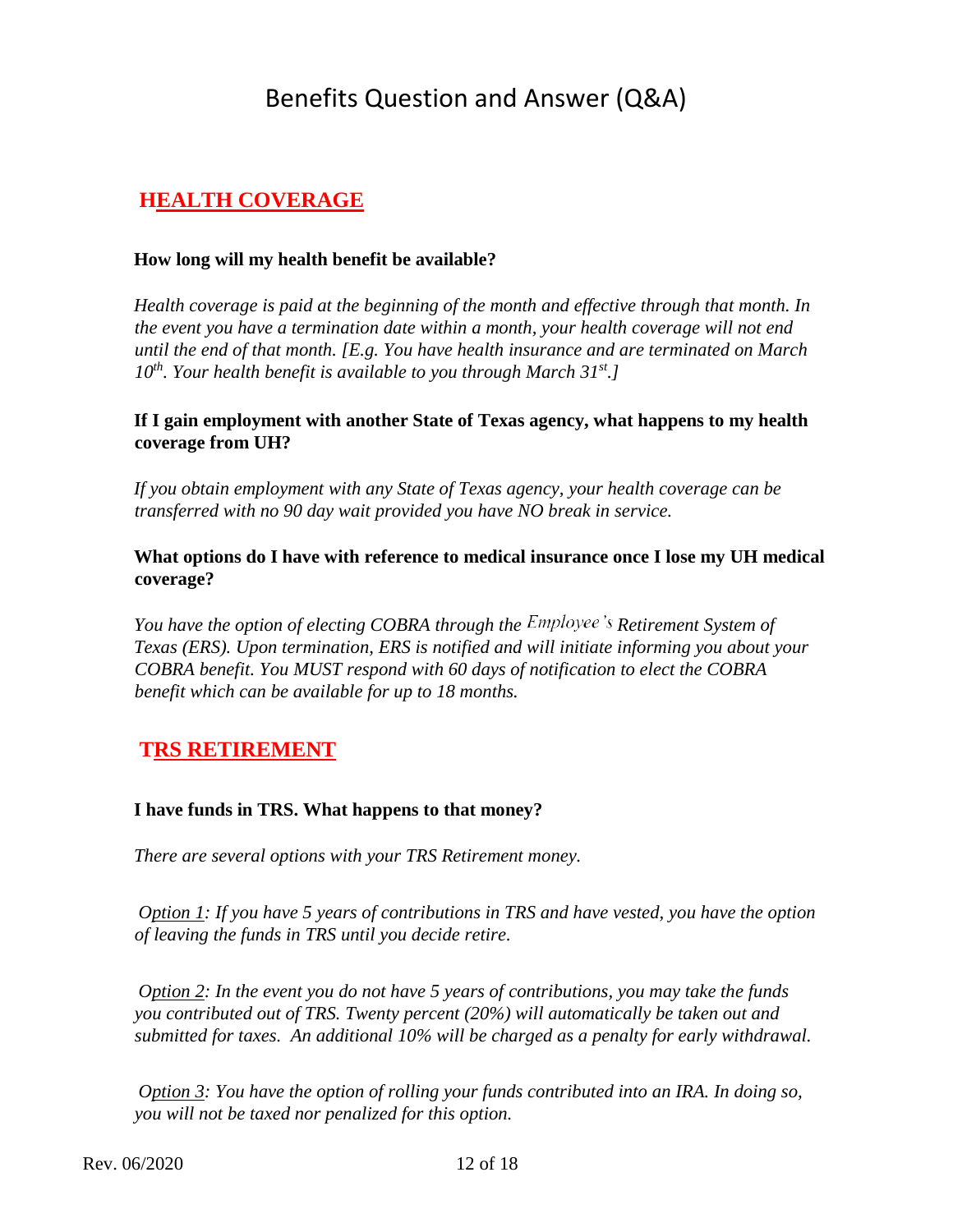# Benefits Question and Answer (Q&A)

## HEALTH COVERAGE

**How long will my health benefit be available?**

*Health coverage is paid at the beginning of the month and effective through that month. In the event you have a termination date within a month, your health coverage will not end until the end of that month. [E.g. You have health insurance and are terminated on March 10th. Your health benefit is available to you through March 31st.]*

**If I gain employment with another State of Texas agency, what happens to my health coverage from UH?**

*If you obtain employment with any State of Texas agency, your health coverage can be transferred with no 90 day wait provided you have NO break in service.*

**What options do I have with reference to medical insurance once I lose my UH medical coverage?**

*You have the option of electing COBRA through the Employee's Retirement System of Texas (ERS). Upon termination, ERS is notified and will initiate informing you about your COBRA benefit. You MUST respond with 60 days of notification to elect the COBRA benefit which can be available for up to 18 months.*

## TRS RETIREMENT

**I have funds in TRS. What happens to that money?**

*There are several options with your TRS Retirement money.*

*Option 1: If you have 5 years of contributions in TRS and have vested, you have the option of leaving the funds in TRS until you decide retire.*

*Option 2: In the event you do not have 5 years of contributions, you may take the funds you contributed out of TRS. Twenty percent (20%) will automatically be taken out and submitted for taxes. An additional 10% will be charged as a penalty for early withdrawal.*

*Option 3: You have the option of rolling your funds contributed into an IRA. In doing so, you will not be taxed nor penalized for this option.*

Rev. 06/2020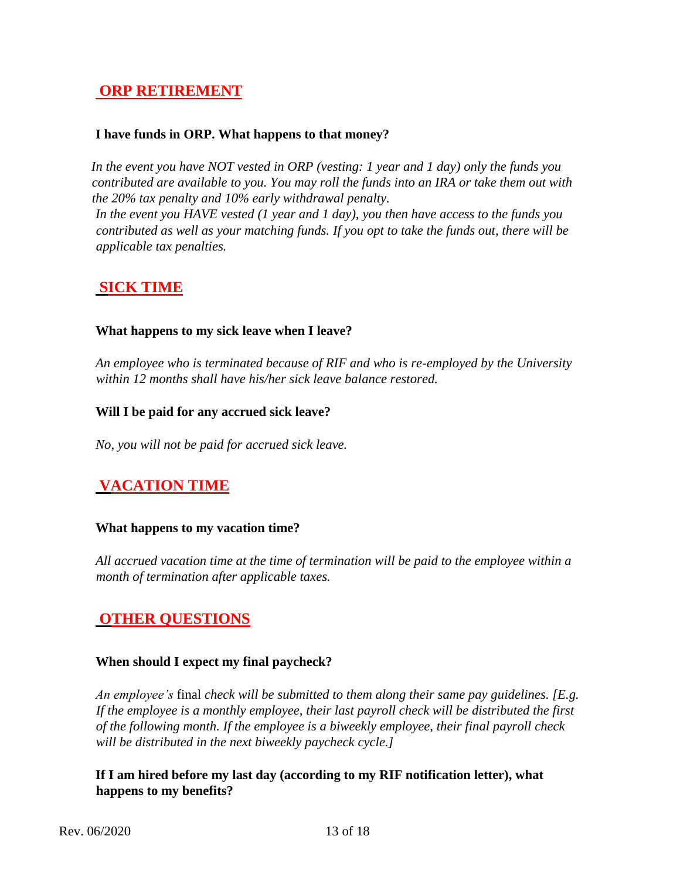## ORP RETIREMENT

**I have funds in ORP. What happens to that money?**

*In the event you have NOT vested in ORP (vesting: 1 year and 1 day) only the funds you contributed are available to you. You may roll the funds into an IRA or take them out with the 20% tax penalty and 10% early withdrawal penalty.*

*In the event you HAVE vested (1 year and 1 day), you then have access to the funds you contributed as well as your matching funds. If you opt to take the funds out, there will be applicable tax penalties.*

## SICK TIME

**What happens to my sick leave when I leave?**

*An employee who is terminated because of RIF and who is re-employed by the University within 12 months shall have his/her sick leave balance restored.*

**Will I be paid for any accrued sick leave?**

*No, you will not be paid for accrued sick leave.*

## VACATION TIME

**What happens to my vacation time?**

*All accrued vacation time at the time of termination will be paid to the employee within a month of termination after applicable taxes.*

## OTHER QUESTIONS

**When should I expect my final paycheck?**

*An employee's* final *check will be submitted to them along their same pay guidelines. [E.g. If the employee is a monthly employee, their last payroll check will be distributed the first of the following month. If the employee is a biweekly employee, their final payroll check will be distributed in the next biweekly paycheck cycle.]*

**If I am hired before my last day (according to my RIF notification letter), what happens to my benefits?**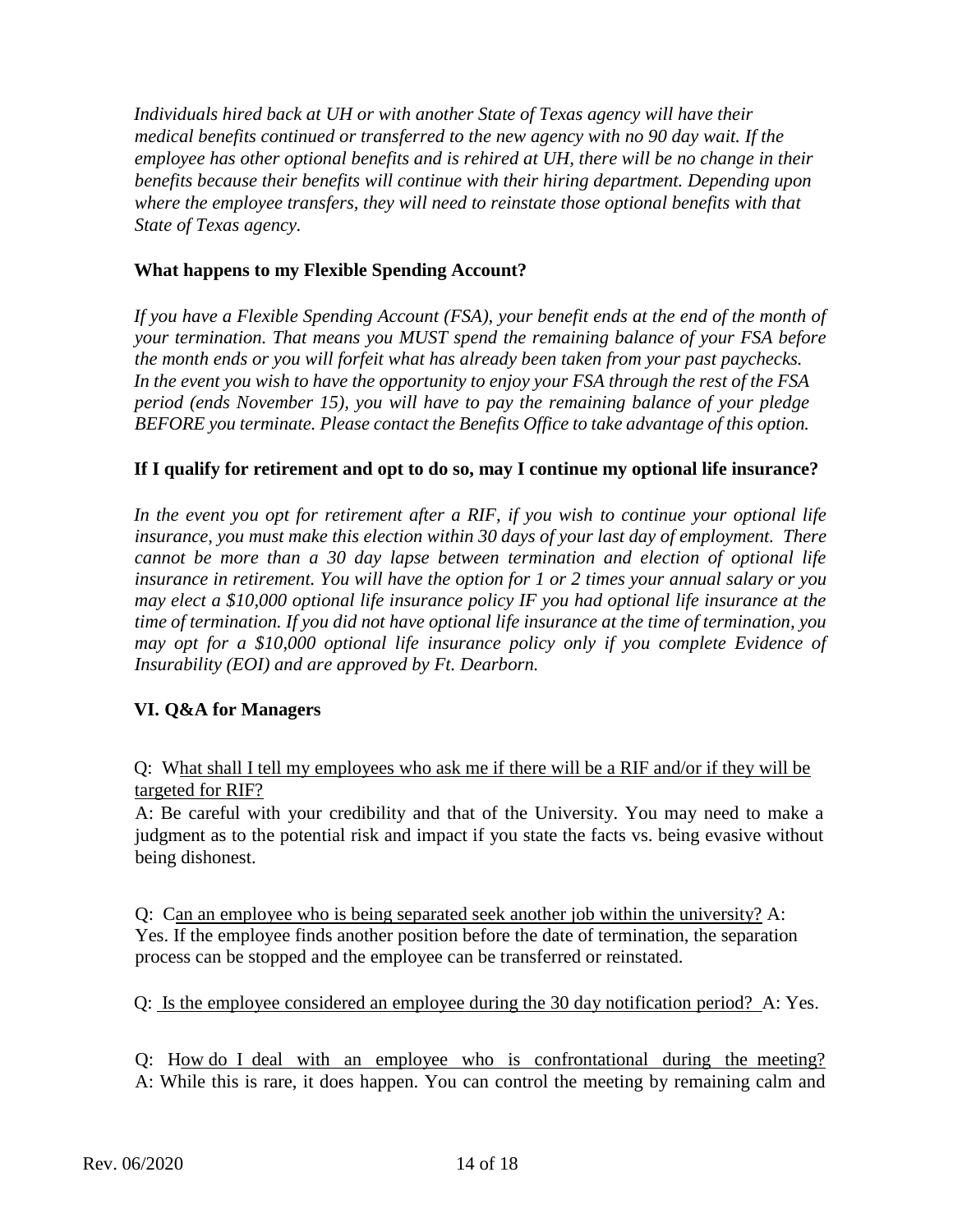*Individuals hired back at UH or with another State of Texas agency will have their medical benefits continued or transferred to the new agency with no 90 day wait. If the employee has other optional benefits and is rehired at UH, there will be no change in their benefits because their benefits will continue with their hiring department. Depending upon where the employee transfers, they will need to reinstate those optional benefits with that State of Texas agency.*

**What happens to my Flexible Spending Account?**

*If you have a Flexible Spending Account (FSA), your benefit ends at the end of the month of your termination. That means you MUST spend the remaining balance of your FSA before the month ends or you will forfeit what has already been taken from your past paychecks. In the event you wish to have the opportunity to enjoy your FSA through the rest of the FSA period (ends November 15), you will have to pay the remaining balance of your pledge BEFORE you terminate. Please contact the Benefits Office to take advantage of this option.*

**If I qualify for retirement and opt to do so, may I continue my optional life insurance?**

*In the event you opt for retirement after a RIF, if you wish to continue your optional life insurance, you must make this election within 30 days of your last day of employment. There cannot be more than a 30 day lapse between termination and election of optional life insurance in retirement. You will have the option for 1 or 2 times your annual salary or you may elect a $10,000 optional life insurance policy IF you had optional life insurance at the time of termination. If you did not have optional life insurance at the time of termination, you may opt for a $10,000 optional life insurance policy only if you complete Evidence of Insurability (EOI) and are approved by Ft. Dearborn.*

## VI. Q&A for Managers

Q: <u>What shall I tell my employees who ask me if there will be a RIF and/or if they will be targeted for RIF?</u>
A: Be careful with your credibility and that of the University. You may need to make a judgment as to the potential risk and impact if you state the facts vs. being evasive without being dishonest.

Q: <u>Can an employee who is being separated seek another job within the university?</u> A: Yes. If the employee finds another position before the date of termination, the separation process can be stopped and the employee can be transferred or reinstated.

Q: <u>Is the employee considered an employee during the 30 day notification period?</u> A: Yes.

Q: <u>How do I deal with an employee who is confrontational during the meeting?</u>
A: While this is rare, it does happen. You can control the meeting by remaining calm and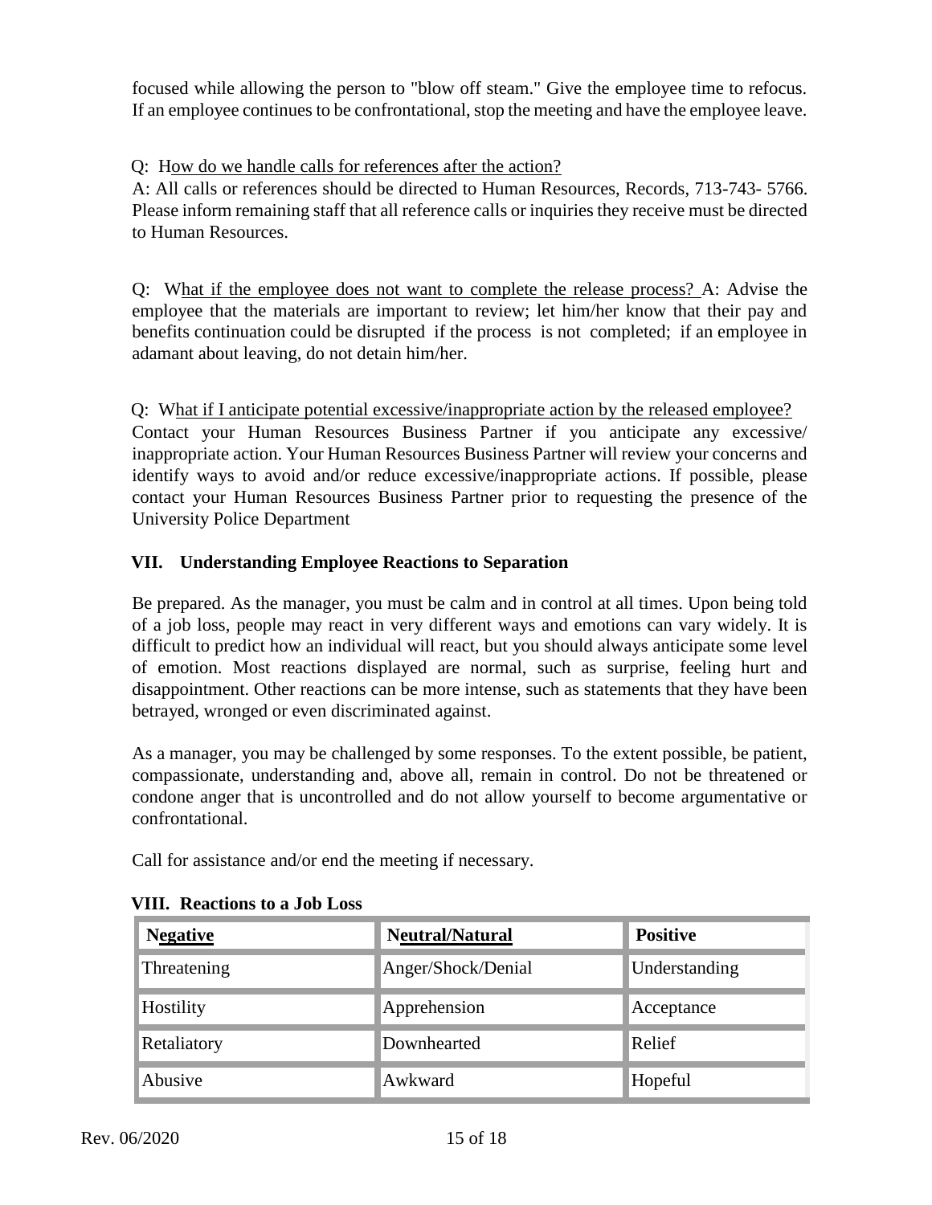focused while allowing the person to "blow off steam." Give the employee time to refocus. If an employee continues to be confrontational, stop the meeting and have the employee leave.

Q: How do we handle calls for references after the action?

A: All calls or references should be directed to Human Resources, Records, 713-743- 5766. Please inform remaining staff that all reference calls or inquiries they receive must be directed to Human Resources.

Q: What if the employee does not want to complete the release process? A: Advise the employee that the materials are important to review; let him/her know that their pay and benefits continuation could be disrupted if the process is not completed; if an employee in adamant about leaving, do not detain him/her.

Q: What if I anticipate potential excessive/inappropriate action by the released employee?

Contact your Human Resources Business Partner if you anticipate any excessive/ inappropriate action. Your Human Resources Business Partner will review your concerns and identify ways to avoid and/or reduce excessive/inappropriate actions. If possible, please contact your Human Resources Business Partner prior to requesting the presence of the University Police Department

## VII. Understanding Employee Reactions to Separation

Be prepared. As the manager, you must be calm and in control at all times. Upon being told of a job loss, people may react in very different ways and emotions can vary widely. It is difficult to predict how an individual will react, but you should always anticipate some level of emotion. Most reactions displayed are normal, such as surprise, feeling hurt and disappointment. Other reactions can be more intense, such as statements that they have been betrayed, wronged or even discriminated against.

As a manager, you may be challenged by some responses. To the extent possible, be patient, compassionate, understanding and, above all, remain in control. Do not be threatened or condone anger that is uncontrolled and do not allow yourself to become argumentative or confrontational.

Call for assistance and/or end the meeting if necessary.

## VIII. Reactions to a Job Loss

| Negative | Neutral/Natural | Positive |
|---|---|---|
| Threatening | Anger/Shock/Denial | Understanding |
| Hostility | Apprehension | Acceptance |
| Retaliatory | Downhearted | Relief |
| Abusive | Awkward | Hopeful |

Rev. 06/2020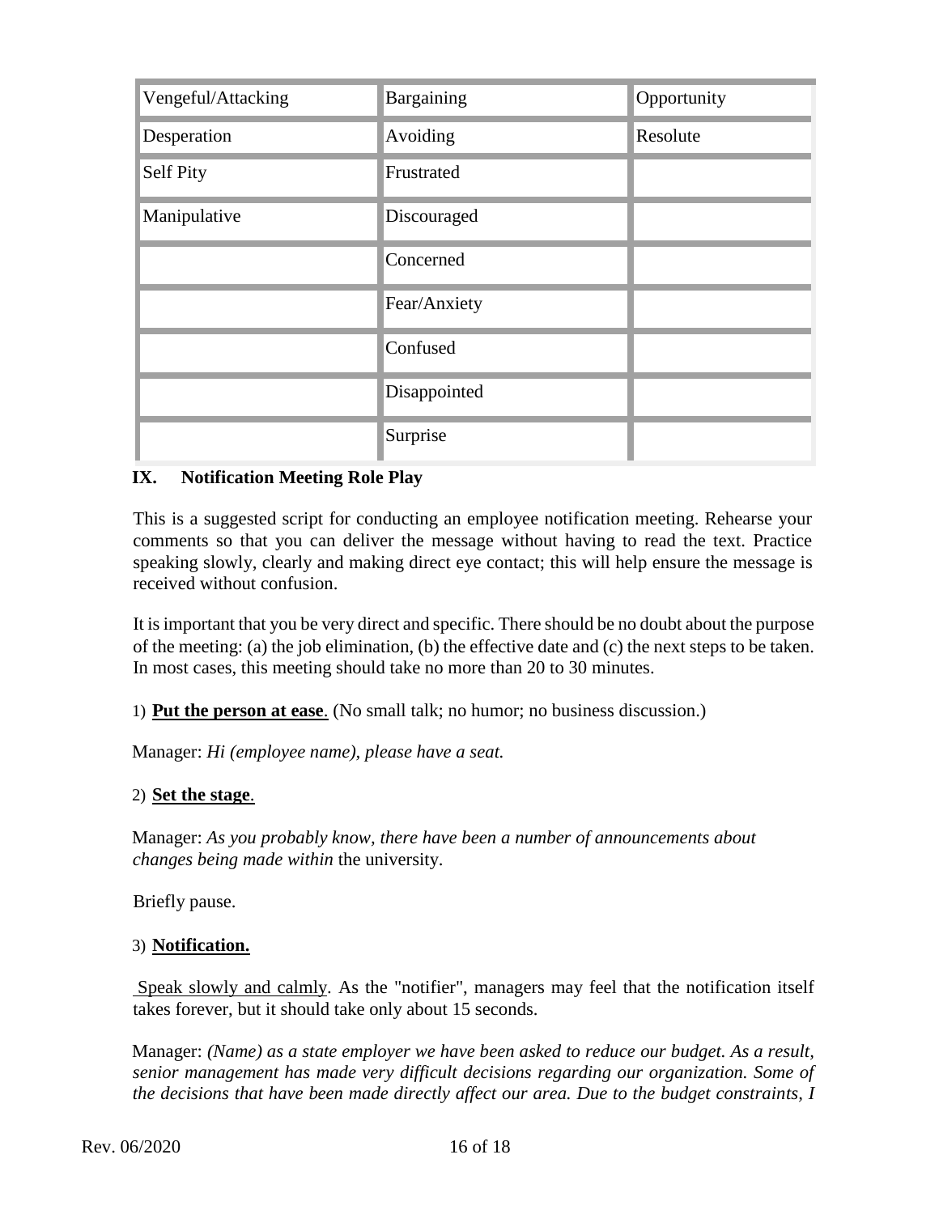| Vengeful/Attacking | Bargaining | Opportunity |
|---|---|---|
| Desperation | Avoiding | Resolute |
| Self Pity | Frustrated | |
| Manipulative | Discouraged | |
| | Concerned | |
| | Fear/Anxiety | |
| | Confused | |
| | Disappointed | |
| | Surprise | |

## IX. Notification Meeting Role Play

This is a suggested script for conducting an employee notification meeting. Rehearse your comments so that you can deliver the message without having to read the text. Practice speaking slowly, clearly and making direct eye contact; this will help ensure the message is received without confusion.

It is important that you be very direct and specific. There should be no doubt about the purpose of the meeting: (a) the job elimination, (b) the effective date and (c) the next steps to be taken. In most cases, this meeting should take no more than 20 to 30 minutes.

1) **Put the person at ease**. (No small talk; no humor; no business discussion.)

Manager: *Hi (employee name), please have a seat.*

2) **Set the stage**.

Manager: *As you probably know, there have been a number of announcements about changes being made within* the university.

Briefly pause.

3) **Notification.**

Speak slowly and calmly. As the "notifier", managers may feel that the notification itself takes forever, but it should take only about 15 seconds.

Manager: *(Name) as a state employer we have been asked to reduce our budget. As a result, senior management has made very difficult decisions regarding our organization. Some of the decisions that have been made directly affect our area. Due to the budget constraints, I*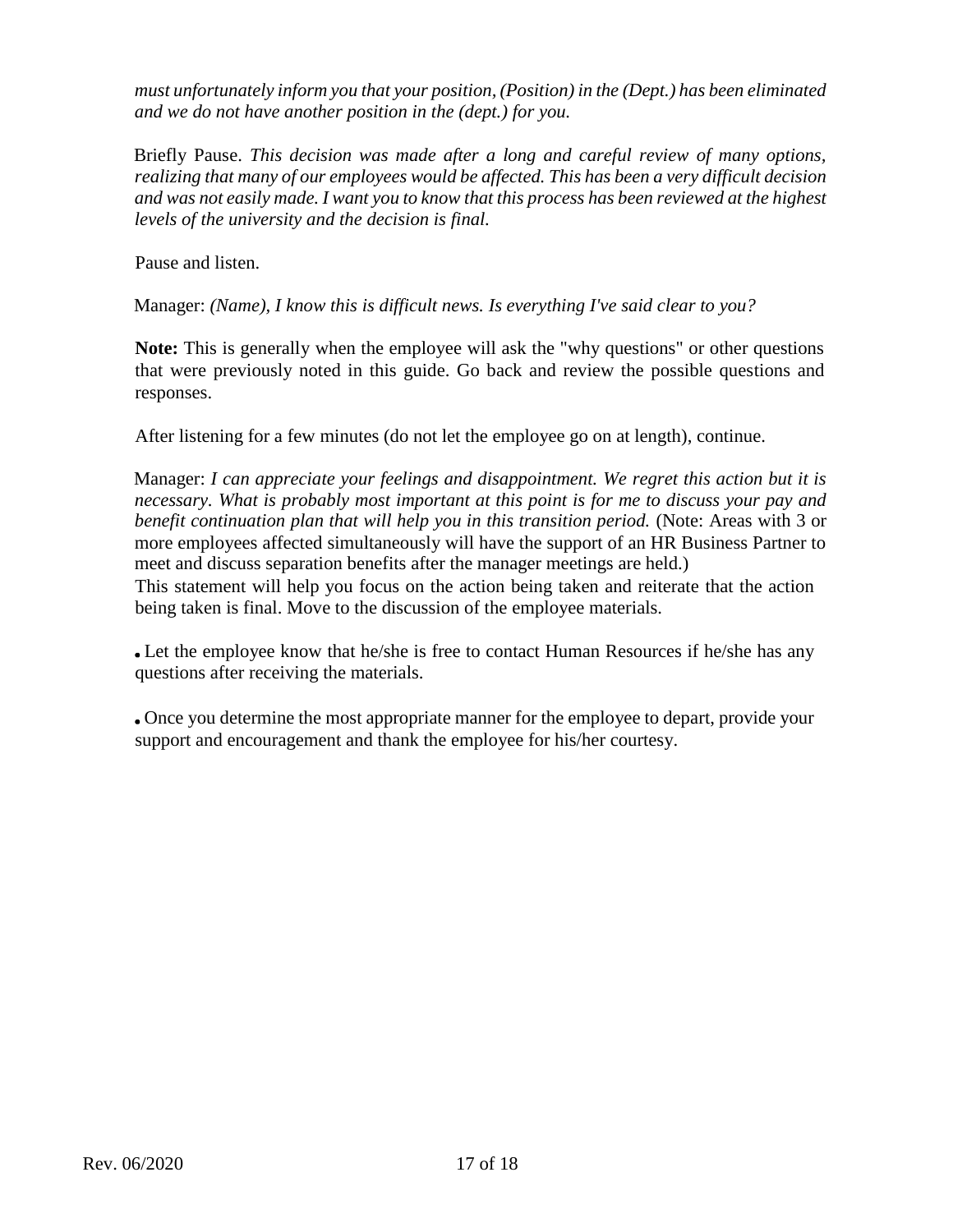*must unfortunately inform you that your position, (Position) in the (Dept.) has been eliminated and we do not have another position in the (dept.) for you.*

Briefly Pause. *This decision was made after a long and careful review of many options, realizing that many of our employees would be affected. This has been a very difficult decision and was not easily made. I want you to know that this process has been reviewed at the highest levels of the university and the decision is final.*

Pause and listen.

Manager: *(Name), I know this is difficult news. Is everything I've said clear to you?*

**Note:** This is generally when the employee will ask the "why questions" or other questions that were previously noted in this guide. Go back and review the possible questions and responses.

After listening for a few minutes (do not let the employee go on at length), continue.

Manager: *I can appreciate your feelings and disappointment. We regret this action but it is necessary. What is probably most important at this point is for me to discuss your pay and benefit continuation plan that will help you in this transition period.* (Note: Areas with 3 or more employees affected simultaneously will have the support of an HR Business Partner to meet and discuss separation benefits after the manager meetings are held.)

This statement will help you focus on the action being taken and reiterate that the action being taken is final. Move to the discussion of the employee materials.

- Let the employee know that he/she is free to contact Human Resources if he/she has any questions after receiving the materials.

- Once you determine the most appropriate manner for the employee to depart, provide your support and encouragement and thank the employee for his/her courtesy.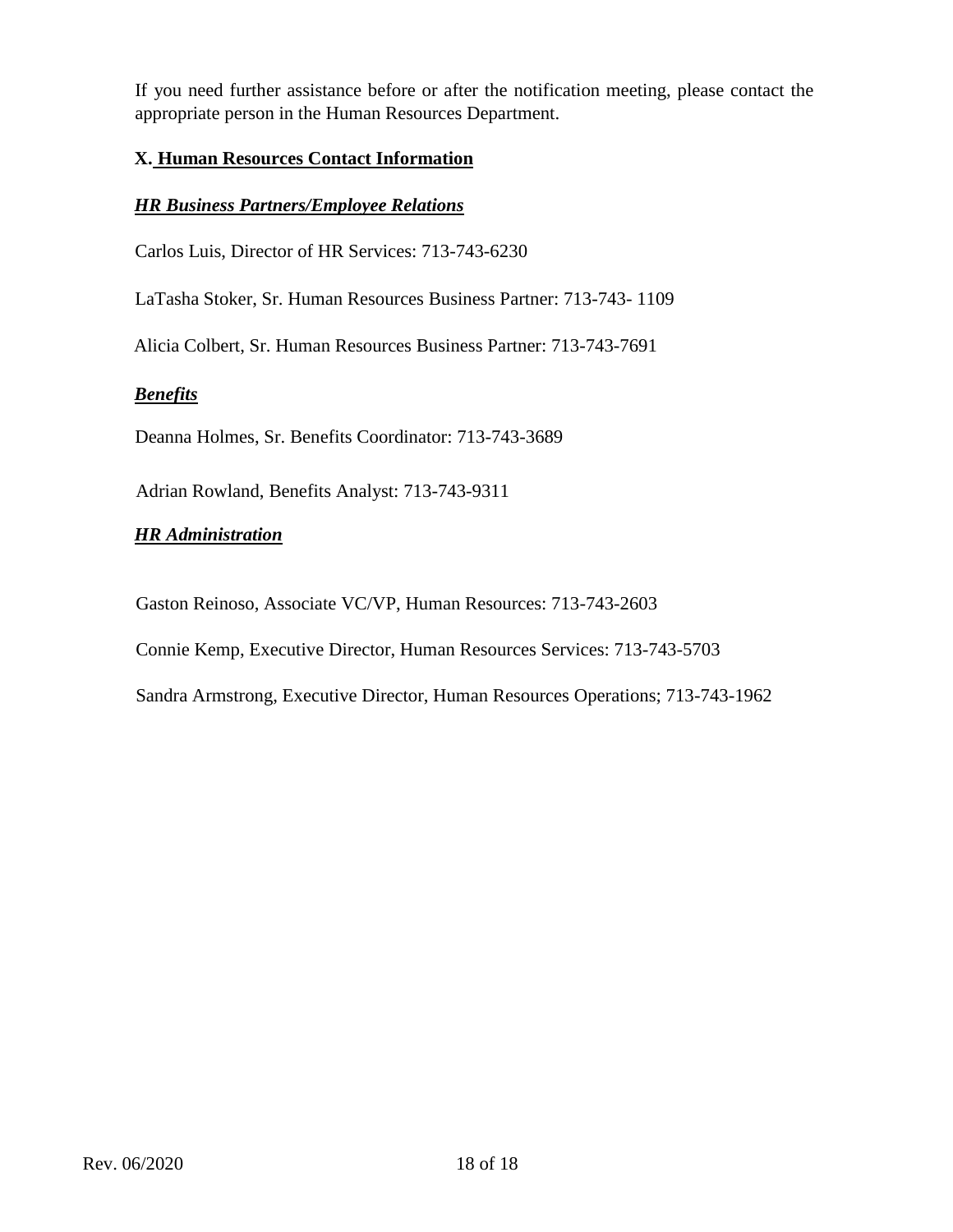If you need further assistance before or after the notification meeting, please contact the appropriate person in the Human Resources Department.

## X. Human Resources Contact Information

### *HR Business Partners/Employee Relations*

Carlos Luis, Director of HR Services: 713-743-6230

LaTasha Stoker, Sr. Human Resources Business Partner: 713-743- 1109

Alicia Colbert, Sr. Human Resources Business Partner: 713-743-7691

### *Benefits*

Deanna Holmes, Sr. Benefits Coordinator: 713-743-3689

Adrian Rowland, Benefits Analyst: 713-743-9311

### *HR Administration*

Gaston Reinoso, Associate VC/VP, Human Resources: 713-743-2603

Connie Kemp, Executive Director, Human Resources Services: 713-743-5703

Sandra Armstrong, Executive Director, Human Resources Operations; 713-743-1962